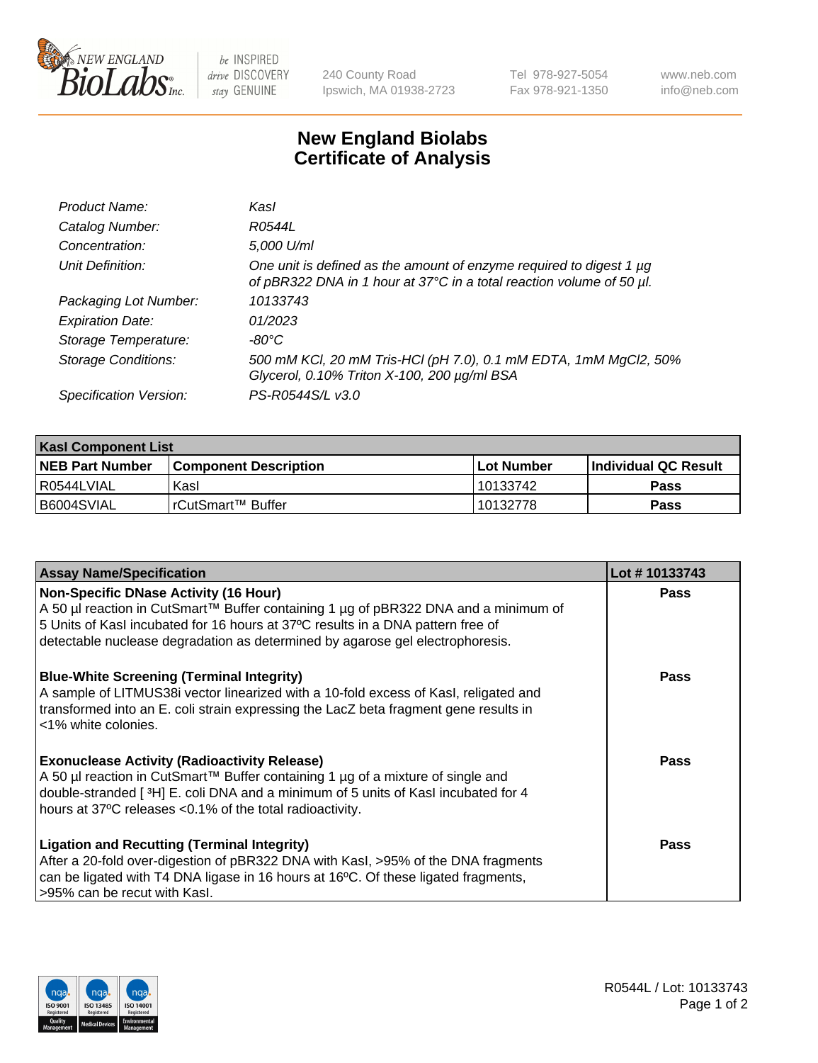# New England Biolabs Certificate of Analysis

| | |
|---|---|
| *Product Name:* | *KasI* |
| *Catalog Number:* | *R0544L* |
| *Concentration:* | *5,000 U/ml* |
| *Unit Definition:* | *One unit is defined as the amount of enzyme required to digest 1 µg of pBR322 DNA in 1 hour at 37°C in a total reaction volume of 50 µl.* |
| *Packaging Lot Number:* | *10133743* |
| *Expiration Date:* | *01/2023* |
| *Storage Temperature:* | *-80°C* |
| *Storage Conditions:* | *500 mM KCl, 20 mM Tris-HCl (pH 7.0), 0.1 mM EDTA, 1mM MgCl2, 50% Glycerol, 0.10% Triton X-100, 200 µg/ml BSA* |
| *Specification Version:* | *PS-R0544S/L v3.0* |

| KasI Component List | | | |
|---|---|---|---|
| **NEB Part Number** | **Component Description** | **Lot Number** | **Individual QC Result** |
| R0544LVIAL | KasI | 10133742 | **Pass** |
| B6004SVIAL | rCutSmart™ Buffer | 10132778 | **Pass** |

| Assay Name/Specification | Lot # 10133743 |
|---|---|
| **Non-Specific DNase Activity (16 Hour)** A 50 µl reaction in CutSmart™ Buffer containing 1 µg of pBR322 DNA and a minimum of 5 Units of KasI incubated for 16 hours at 37ºC results in a DNA pattern free of detectable nuclease degradation as determined by agarose gel electrophoresis. | **Pass** |
| **Blue-White Screening (Terminal Integrity)** A sample of LITMUS38i vector linearized with a 10-fold excess of KasI, religated and transformed into an E. coli strain expressing the LacZ beta fragment gene results in <1% white colonies. | **Pass** |
| **Exonuclease Activity (Radioactivity Release)** A 50 µl reaction in CutSmart™ Buffer containing 1 µg of a mixture of single and double-stranded [ $^3$H] E. coli DNA and a minimum of 5 units of KasI incubated for 4 hours at 37ºC releases <0.1% of the total radioactivity. | **Pass** |
| **Ligation and Recutting (Terminal Integrity)** After a 20-fold over-digestion of pBR322 DNA with KasI, >95% of the DNA fragments can be ligated with T4 DNA ligase in 16 hours at 16ºC. Of these ligated fragments, >95% can be recut with KasI. | **Pass** |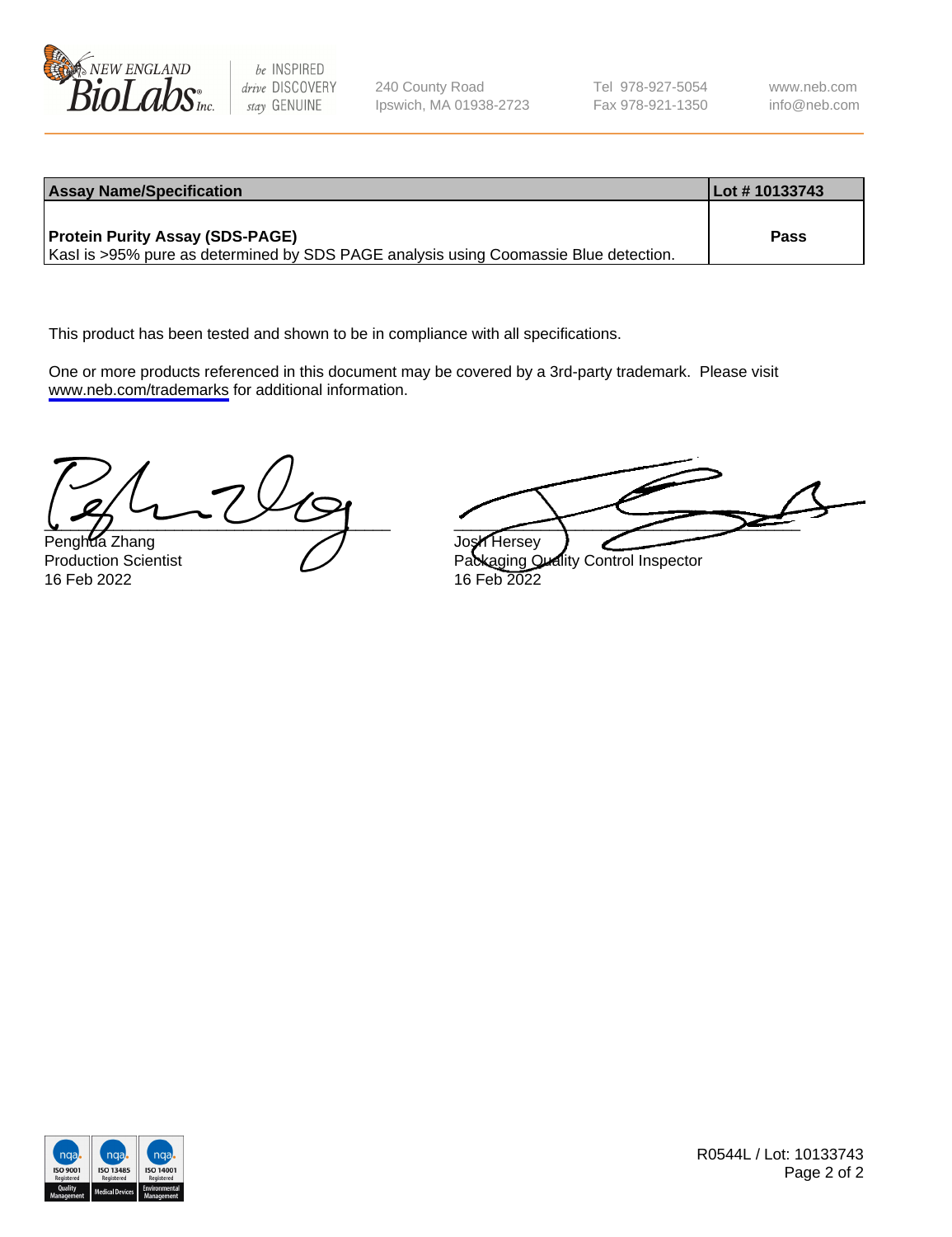240 County Road
Ipswich, MA 01938-2723

Tel 978-927-5054
Fax 978-921-1350

www.neb.com
info@neb.com

| Assay Name/Specification | Lot # 10133743 |
|---|---|
| **Protein Purity Assay (SDS-PAGE)**<br>KasI is >95% pure as determined by SDS PAGE analysis using Coomassie Blue detection. | **Pass** |

This product has been tested and shown to be in compliance with all specifications.

One or more products referenced in this document may be covered by a 3rd-party trademark. Please visit www.neb.com/trademarks for additional information.

Penghua Zhang
Production Scientist
16 Feb 2022

Josh Hersey
Packaging Quality Control Inspector
16 Feb 2022

R0544L / Lot: 10133743